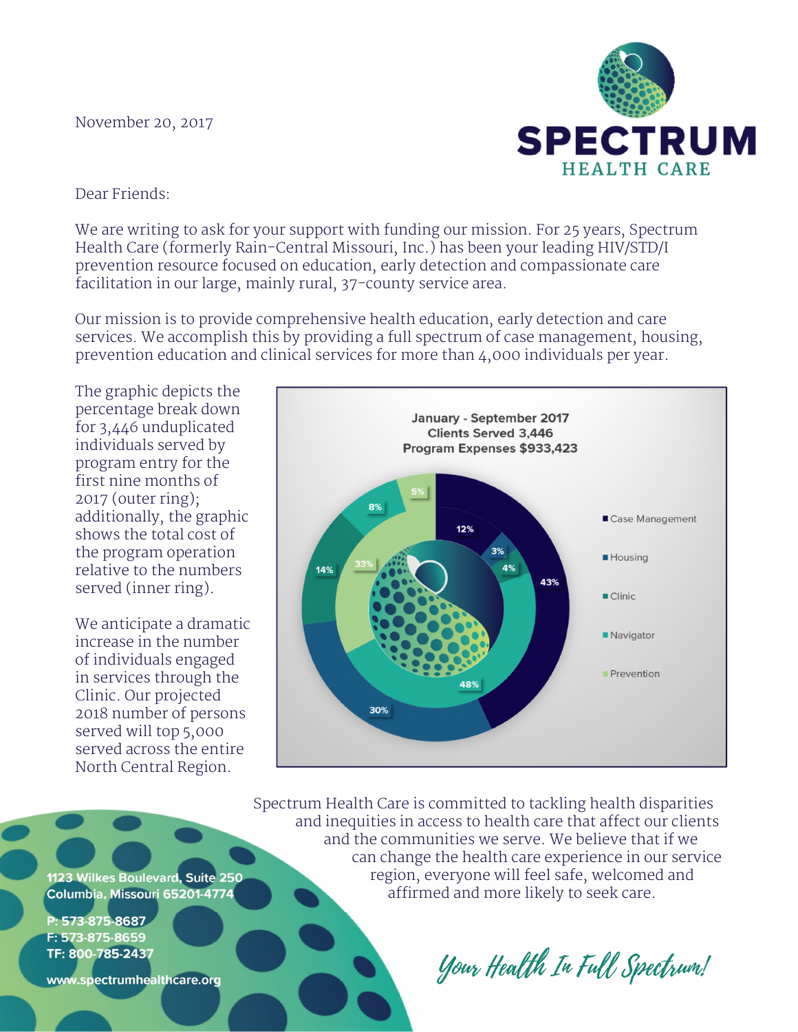November 20, 2017

**SPECTRUM**
HEALTH CARE

Dear Friends:

We are writing to ask for your support with funding our mission. For 25 years, Spectrum Health Care (formerly Rain-Central Missouri, Inc.) has been your leading HIV/STD/I prevention resource focused on education, early detection and compassionate care facilitation in our large, mainly rural, 37-county service area.

Our mission is to provide comprehensive health education, early detection and care services. We accomplish this by providing a full spectrum of case management, housing, prevention education and clinical services for more than 4,000 individuals per year.

The graphic depicts the percentage break down for 3,446 unduplicated individuals served by program entry for the first nine months of 2017 (outer ring); additionally, the graphic shows the total cost of the program operation relative to the numbers served (inner ring).

January - September 2017
Clients Served 3,446
Program Expenses $933,423

- Case Management
- Housing
- Clinic
- Navigator
- Prevention

Outer ring: 43%, 30%, 14%, 8%, 5%
Inner ring: 12%, 3%, 4%, 48%, 33%

We anticipate a dramatic increase in the number of individuals engaged in services through the Clinic. Our projected 2018 number of persons served will top 5,000 served across the entire North Central Region.

Spectrum Health Care is committed to tackling health disparities and inequities in access to health care that affect our clients and the communities we serve. We believe that if we can change the health care experience in our service region, everyone will feel safe, welcomed and affirmed and more likely to seek care.

1123 Wilkes Boulevard, Suite 250
Columbia, Missouri 65201-4774

P: 573-875-8687
F: 573-875-8659
TF: 800-785-2437

www.spectrumhealthcare.org

*Your Health In Full Spectrum!*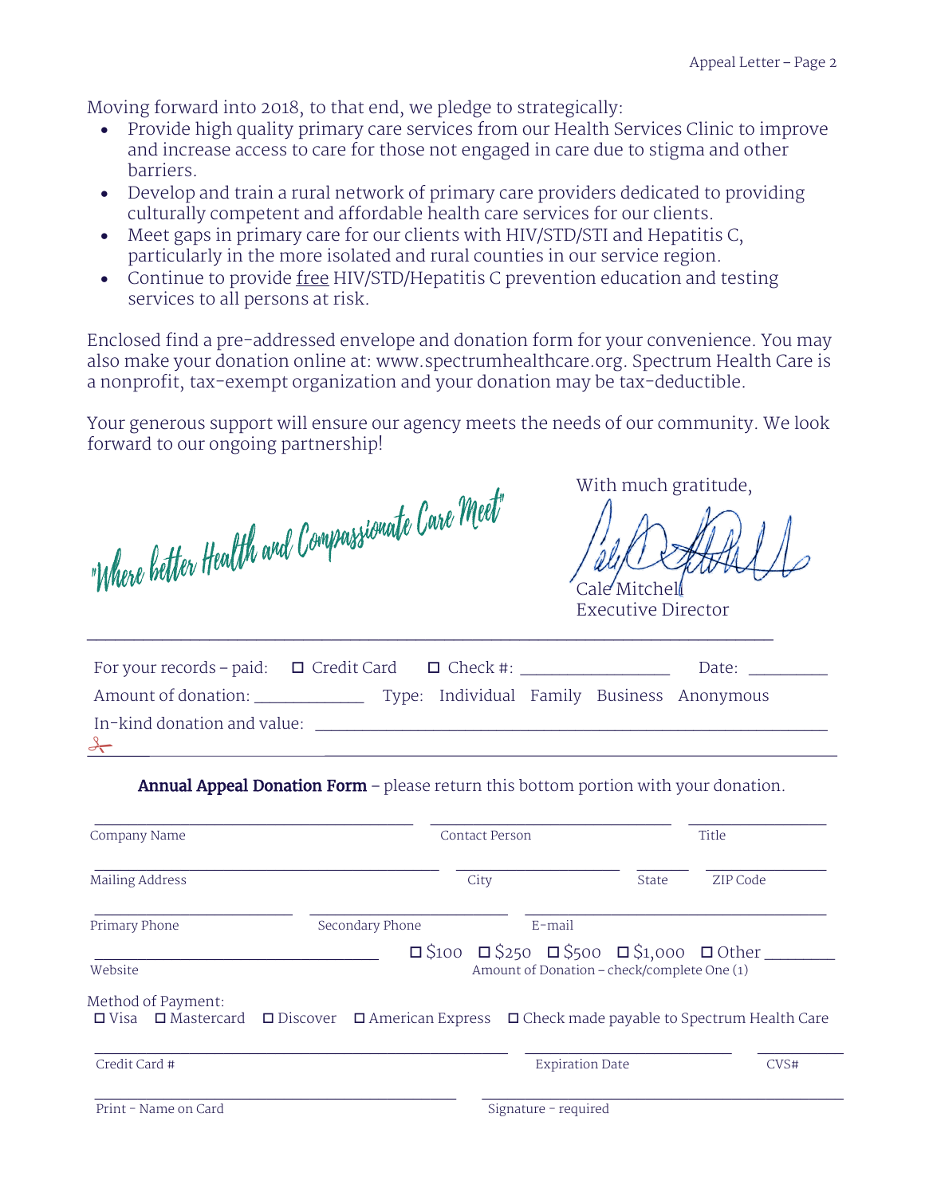Moving forward into 2018, to that end, we pledge to strategically:

- Provide high quality primary care services from our Health Services Clinic to improve and increase access to care for those not engaged in care due to stigma and other barriers.
- Develop and train a rural network of primary care providers dedicated to providing culturally competent and affordable health care services for our clients.
- Meet gaps in primary care for our clients with HIV/STD/STI and Hepatitis C, particularly in the more isolated and rural counties in our service region.
- Continue to provide free HIV/STD/Hepatitis C prevention education and testing services to all persons at risk.

Enclosed find a pre-addressed envelope and donation form for your convenience. You may also make your donation online at: www.spectrumhealthcare.org. Spectrum Health Care is a nonprofit, tax-exempt organization and your donation may be tax-deductible.

Your generous support will ensure our agency meets the needs of our community. We look forward to our ongoing partnership!

"Where better Health and Compassionate Care Meet"

With much gratitude,

Cale Mitchell
Executive Director

---

For your records – paid: ☐ Credit Card ☐ Check #: ________________ Date: _________

Amount of donation: ____________ Type: Individual Family Business Anonymous

In-kind donation and value: ________________________________________________________

---

**Annual Appeal Donation Form** – please return this bottom portion with your donation.

Company Name ______________________ Contact Person ______________________ Title ______________

Mailing Address ______________________ City ______________ State ______ ZIP Code ____________

Primary Phone ______________ Secondary Phone ______________ E-mail ______________________

Website ______________________

☐ $100 ☐ $250 ☐ $500 ☐ $1,000 ☐ Other ________
Amount of Donation – check/complete One (1)

Method of Payment:
☐ Visa ☐ Mastercard ☐ Discover ☐ American Express ☐ Check made payable to Spectrum Health Care

Credit Card # ______________________ Expiration Date ______________ CVS# ________

Print - Name on Card ______________________ Signature - required ______________________